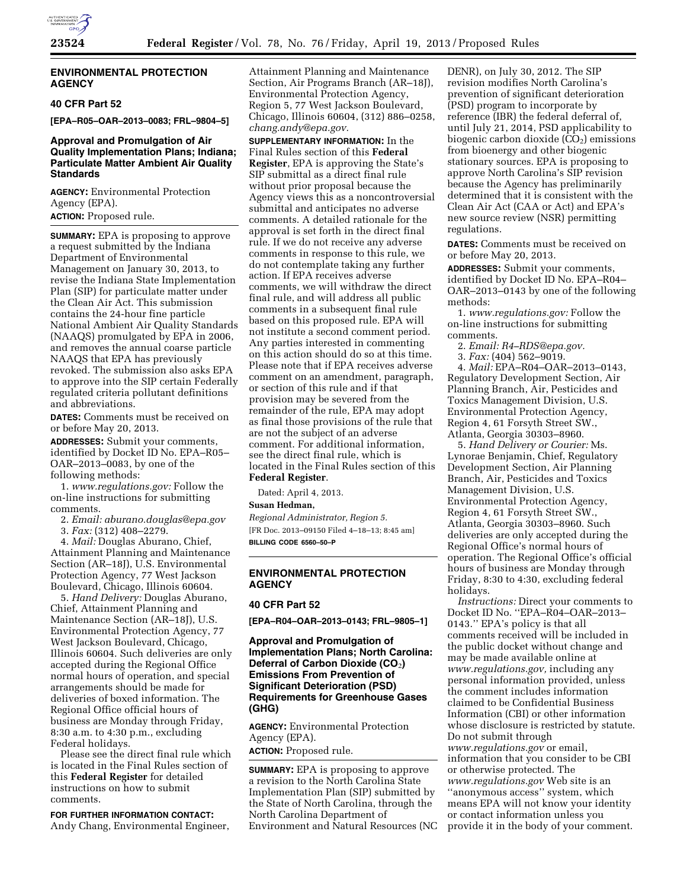**ENVIRONMENTAL PROTECTION AGENCY**

**40 CFR Part 52**

**[EPA–R05–OAR–2013–0083; FRL–9804–5]**

## Approval and Promulgation of Air Quality Implementation Plans; Indiana; Particulate Matter Ambient Air Quality Standards

**AGENCY:** Environmental Protection Agency (EPA).

**ACTION:** Proposed rule.

**SUMMARY:** EPA is proposing to approve a request submitted by the Indiana Department of Environmental Management on January 30, 2013, to revise the Indiana State Implementation Plan (SIP) for particulate matter under the Clean Air Act. This submission contains the 24-hour fine particle National Ambient Air Quality Standards (NAAQS) promulgated by EPA in 2006, and removes the annual coarse particle NAAQS that EPA has previously revoked. The submission also asks EPA to approve into the SIP certain Federally regulated criteria pollutant definitions and abbreviations.

**DATES:** Comments must be received on or before May 20, 2013.

**ADDRESSES:** Submit your comments, identified by Docket ID No. EPA–R05–OAR–2013–0083, by one of the following methods:

1. *www.regulations.gov:* Follow the on-line instructions for submitting comments.
2. *Email: aburano.douglas@epa.gov*
3. *Fax:* (312) 408–2279.
4. *Mail:* Douglas Aburano, Chief, Attainment Planning and Maintenance Section (AR–18J), U.S. Environmental Protection Agency, 77 West Jackson Boulevard, Chicago, Illinois 60604.
5. *Hand Delivery:* Douglas Aburano, Chief, Attainment Planning and Maintenance Section (AR–18J), U.S. Environmental Protection Agency, 77 West Jackson Boulevard, Chicago, Illinois 60604. Such deliveries are only accepted during the Regional Office normal hours of operation, and special arrangements should be made for deliveries of boxed information. The Regional Office official hours of business are Monday through Friday, 8:30 a.m. to 4:30 p.m., excluding Federal holidays.

Please see the direct final rule which is located in the Final Rules section of this **Federal Register** for detailed instructions on how to submit comments.

**FOR FURTHER INFORMATION CONTACT:** Andy Chang, Environmental Engineer, Attainment Planning and Maintenance Section, Air Programs Branch (AR–18J), Environmental Protection Agency, Region 5, 77 West Jackson Boulevard, Chicago, Illinois 60604, (312) 886–0258, *chang.andy@epa.gov.*

**SUPPLEMENTARY INFORMATION:** In the Final Rules section of this **Federal Register**, EPA is approving the State's SIP submittal as a direct final rule without prior proposal because the Agency views this as a noncontroversial submittal and anticipates no adverse comments. A detailed rationale for the approval is set forth in the direct final rule. If we do not receive any adverse comments in response to this rule, we do not contemplate taking any further action. If EPA receives adverse comments, we will withdraw the direct final rule, and will address all public comments in a subsequent final rule based on this proposed rule. EPA will not institute a second comment period. Any parties interested in commenting on this action should do so at this time. Please note that if EPA receives adverse comment on an amendment, paragraph, or section of this rule and if that provision may be severed from the remainder of the rule, EPA may adopt as final those provisions of the rule that are not the subject of an adverse comment. For additional information, see the direct final rule, which is located in the Final Rules section of this **Federal Register**.

Dated: April 4, 2013.

**Susan Hedman,**

*Regional Administrator, Region 5.*

[FR Doc. 2013–09150 Filed 4–18–13; 8:45 am]

**BILLING CODE 6560–50–P**

---

**ENVIRONMENTAL PROTECTION AGENCY**

**40 CFR Part 52**

**[EPA–R04–OAR–2013–0143; FRL–9805–1]**

## Approval and Promulgation of Implementation Plans; North Carolina: Deferral of Carbon Dioxide ($CO_2$) Emissions From Prevention of Significant Deterioration (PSD) Requirements for Greenhouse Gases (GHG)

**AGENCY:** Environmental Protection Agency (EPA).

**ACTION:** Proposed rule.

**SUMMARY:** EPA is proposing to approve a revision to the North Carolina State Implementation Plan (SIP) submitted by the State of North Carolina, through the North Carolina Department of Environment and Natural Resources (NC DENR), on July 30, 2012. The SIP revision modifies North Carolina's prevention of significant deterioration (PSD) program to incorporate by reference (IBR) the federal deferral of, until July 21, 2014, PSD applicability to biogenic carbon dioxide ($CO_2$) emissions from bioenergy and other biogenic stationary sources. EPA is proposing to approve North Carolina's SIP revision because the Agency has preliminarily determined that it is consistent with the Clean Air Act (CAA or Act) and EPA's new source review (NSR) permitting regulations.

**DATES:** Comments must be received on or before May 20, 2013.

**ADDRESSES:** Submit your comments, identified by Docket ID No. EPA–R04–OAR–2013–0143 by one of the following methods:

1. *www.regulations.gov:* Follow the on-line instructions for submitting comments.
2. *Email: R4–RDS@epa.gov.*
3. *Fax:* (404) 562–9019.
4. *Mail:* EPA–R04–OAR–2013–0143, Regulatory Development Section, Air Planning Branch, Air, Pesticides and Toxics Management Division, U.S. Environmental Protection Agency, Region 4, 61 Forsyth Street SW., Atlanta, Georgia 30303–8960.
5. *Hand Delivery or Courier:* Ms. Lynorae Benjamin, Chief, Regulatory Development Section, Air Planning Branch, Air, Pesticides and Toxics Management Division, U.S. Environmental Protection Agency, Region 4, 61 Forsyth Street SW., Atlanta, Georgia 30303–8960. Such deliveries are only accepted during the Regional Office's normal hours of operation. The Regional Office's official hours of business are Monday through Friday, 8:30 to 4:30, excluding federal holidays.

*Instructions:* Direct your comments to Docket ID No. ''EPA–R04–OAR–2013–0143.'' EPA's policy is that all comments received will be included in the public docket without change and may be made available online at *www.regulations.gov,* including any personal information provided, unless the comment includes information claimed to be Confidential Business Information (CBI) or other information whose disclosure is restricted by statute. Do not submit through *www.regulations.gov* or email, information that you consider to be CBI or otherwise protected. The *www.regulations.gov* Web site is an ''anonymous access'' system, which means EPA will not know your identity or contact information unless you provide it in the body of your comment.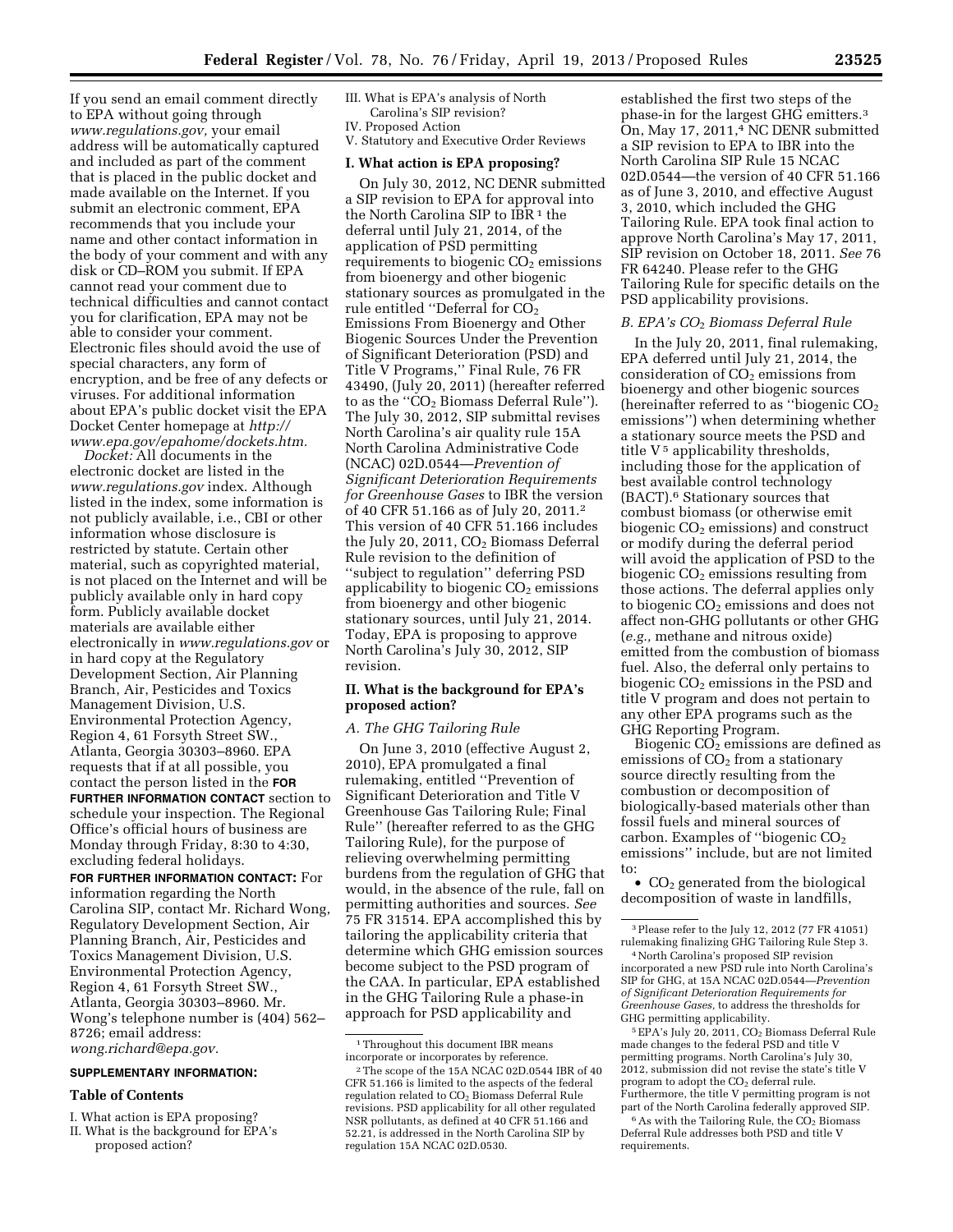If you send an email comment directly to EPA without going through *www.regulations.gov,* your email address will be automatically captured and included as part of the comment that is placed in the public docket and made available on the Internet. If you submit an electronic comment, EPA recommends that you include your name and other contact information in the body of your comment and with any disk or CD–ROM you submit. If EPA cannot read your comment due to technical difficulties and cannot contact you for clarification, EPA may not be able to consider your comment. Electronic files should avoid the use of special characters, any form of encryption, and be free of any defects or viruses. For additional information about EPA's public docket visit the EPA Docket Center homepage at *http://www.epa.gov/epahome/dockets.htm.*

*Docket:* All documents in the electronic docket are listed in the *www.regulations.gov* index. Although listed in the index, some information is not publicly available, i.e., CBI or other information whose disclosure is restricted by statute. Certain other material, such as copyrighted material, is not placed on the Internet and will be publicly available only in hard copy form. Publicly available docket materials are available either electronically in *www.regulations.gov* or in hard copy at the Regulatory Development Section, Air Planning Branch, Air, Pesticides and Toxics Management Division, U.S. Environmental Protection Agency, Region 4, 61 Forsyth Street SW., Atlanta, Georgia 30303–8960. EPA requests that if at all possible, you contact the person listed in the **FOR FURTHER INFORMATION CONTACT** section to schedule your inspection. The Regional Office's official hours of business are Monday through Friday, 8:30 to 4:30, excluding federal holidays.

**FOR FURTHER INFORMATION CONTACT:** For information regarding the North Carolina SIP, contact Mr. Richard Wong, Regulatory Development Section, Air Planning Branch, Air, Pesticides and Toxics Management Division, U.S. Environmental Protection Agency, Region 4, 61 Forsyth Street SW., Atlanta, Georgia 30303–8960. Mr. Wong's telephone number is (404) 562–8726; email address: *wong.richard@epa.gov.*

**SUPPLEMENTARY INFORMATION:**

**Table of Contents**

I. What action is EPA proposing?
II. What is the background for EPA's proposed action?
III. What is EPA's analysis of North Carolina's SIP revision?
IV. Proposed Action
V. Statutory and Executive Order Reviews

## I. What action is EPA proposing?

On July 30, 2012, NC DENR submitted a SIP revision to EPA for approval into the North Carolina SIP to IBR [1] the deferral until July 21, 2014, of the application of PSD permitting requirements to biogenic $CO_2$ emissions from bioenergy and other biogenic stationary sources as promulgated in the rule entitled ''Deferral for $CO_2$ Emissions From Bioenergy and Other Biogenic Sources Under the Prevention of Significant Deterioration (PSD) and Title V Programs,'' Final Rule, 76 FR 43490, (July 20, 2011) (hereafter referred to as the ''$CO_2$ Biomass Deferral Rule''). The July 30, 2012, SIP submittal revises North Carolina's air quality rule 15A North Carolina Administrative Code (NCAC) 02D.0544—*Prevention of Significant Deterioration Requirements for Greenhouse Gases* to IBR the version of 40 CFR 51.166 as of July 20, 2011.[2] This version of 40 CFR 51.166 includes the July 20, 2011, $CO_2$ Biomass Deferral Rule revision to the definition of ''subject to regulation'' deferring PSD applicability to biogenic $CO_2$ emissions from bioenergy and other biogenic stationary sources, until July 21, 2014. Today, EPA is proposing to approve North Carolina's July 30, 2012, SIP revision.

## II. What is the background for EPA's proposed action?

### *A. The GHG Tailoring Rule*

On June 3, 2010 (effective August 2, 2010), EPA promulgated a final rulemaking, entitled ''Prevention of Significant Deterioration and Title V Greenhouse Gas Tailoring Rule; Final Rule'' (hereafter referred to as the GHG Tailoring Rule), for the purpose of relieving overwhelming permitting burdens from the regulation of GHG that would, in the absence of the rule, fall on permitting authorities and sources. *See* 75 FR 31514. EPA accomplished this by tailoring the applicability criteria that determine which GHG emission sources become subject to the PSD program of the CAA. In particular, EPA established in the GHG Tailoring Rule a phase-in approach for PSD applicability and established the first two steps of the phase-in for the largest GHG emitters.[3] On, May 17, 2011,[4] NC DENR submitted a SIP revision to EPA to IBR into the North Carolina SIP Rule 15 NCAC 02D.0544—the version of 40 CFR 51.166 as of June 3, 2010, and effective August 3, 2010, which included the GHG Tailoring Rule. EPA took final action to approve North Carolina's May 17, 2011, SIP revision on October 18, 2011. *See* 76 FR 64240. Please refer to the GHG Tailoring Rule for specific details on the PSD applicability provisions.

### *B. EPA's $CO_2$ Biomass Deferral Rule*

In the July 20, 2011, final rulemaking, EPA deferred until July 21, 2014, the consideration of $CO_2$ emissions from bioenergy and other biogenic sources (hereinafter referred to as ''biogenic $CO_2$ emissions'') when determining whether a stationary source meets the PSD and title V [5] applicability thresholds, including those for the application of best available control technology (BACT).[6] Stationary sources that combust biomass (or otherwise emit biogenic $CO_2$ emissions) and construct or modify during the deferral period will avoid the application of PSD to the biogenic $CO_2$ emissions resulting from those actions. The deferral applies only to biogenic $CO_2$ emissions and does not affect non-GHG pollutants or other GHG (*e.g.,* methane and nitrous oxide) emitted from the combustion of biomass fuel. Also, the deferral only pertains to biogenic $CO_2$ emissions in the PSD and title V program and does not pertain to any other EPA programs such as the GHG Reporting Program.

Biogenic $CO_2$ emissions are defined as emissions of $CO_2$ from a stationary source directly resulting from the combustion or decomposition of biologically-based materials other than fossil fuels and mineral sources of carbon. Examples of ''biogenic $CO_2$ emissions'' include, but are not limited to:

- $CO_2$ generated from the biological decomposition of waste in landfills,

---

[1] Throughout this document IBR means incorporate or incorporates by reference.

[2] The scope of the 15A NCAC 02D.0544 IBR of 40 CFR 51.166 is limited to the aspects of the federal regulation related to $CO_2$ Biomass Deferral Rule revisions. PSD applicability for all other regulated NSR pollutants, as defined at 40 CFR 51.166 and 52.21, is addressed in the North Carolina SIP by regulation 15A NCAC 02D.0530.

[3] Please refer to the July 12, 2012 (77 FR 41051) rulemaking finalizing GHG Tailoring Rule Step 3.

[4] North Carolina's proposed SIP revision incorporated a new PSD rule into North Carolina's SIP for GHG, at 15A NCAC 02D.0544—*Prevention of Significant Deterioration Requirements for Greenhouse Gases,* to address the thresholds for GHG permitting applicability.

[5] EPA's July 20, 2011, $CO_2$ Biomass Deferral Rule made changes to the federal PSD and title V permitting programs. North Carolina's July 30, 2012, submission did not revise the state's title V program to adopt the $CO_2$ deferral rule. Furthermore, the title V permitting program is not part of the North Carolina federally approved SIP.

[6] As with the Tailoring Rule, the $CO_2$ Biomass Deferral Rule addresses both PSD and title V requirements.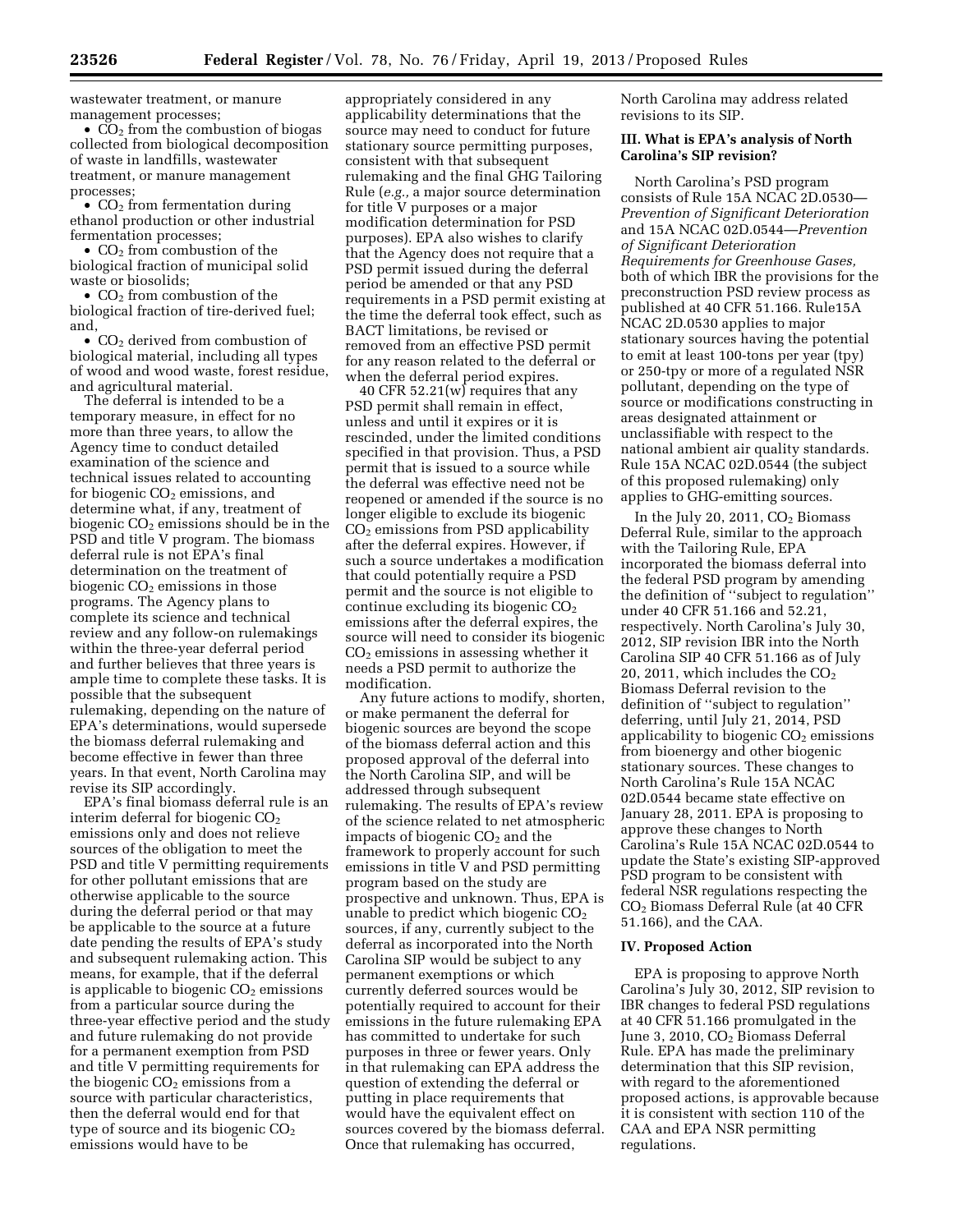wastewater treatment, or manure management processes;

• $CO_2$ from the combustion of biogas collected from biological decomposition of waste in landfills, wastewater treatment, or manure management processes;

• $CO_2$ from fermentation during ethanol production or other industrial fermentation processes;

• $CO_2$ from combustion of the biological fraction of municipal solid waste or biosolids;

• $CO_2$ from combustion of the biological fraction of tire-derived fuel; and,

• $CO_2$ derived from combustion of biological material, including all types of wood and wood waste, forest residue, and agricultural material.

The deferral is intended to be a temporary measure, in effect for no more than three years, to allow the Agency time to conduct detailed examination of the science and technical issues related to accounting for biogenic $CO_2$ emissions, and determine what, if any, treatment of biogenic $CO_2$ emissions should be in the PSD and title V program. The biomass deferral rule is not EPA's final determination on the treatment of biogenic $CO_2$ emissions in those programs. The Agency plans to complete its science and technical review and any follow-on rulemakings within the three-year deferral period and further believes that three years is ample time to complete these tasks. It is possible that the subsequent rulemaking, depending on the nature of EPA's determinations, would supersede the biomass deferral rulemaking and become effective in fewer than three years. In that event, North Carolina may revise its SIP accordingly.

EPA's final biomass deferral rule is an interim deferral for biogenic $CO_2$ emissions only and does not relieve sources of the obligation to meet the PSD and title V permitting requirements for other pollutant emissions that are otherwise applicable to the source during the deferral period or that may be applicable to the source at a future date pending the results of EPA's study and subsequent rulemaking action. This means, for example, that if the deferral is applicable to biogenic $CO_2$ emissions from a particular source during the three-year effective period and the study and future rulemaking do not provide for a permanent exemption from PSD and title V permitting requirements for the biogenic $CO_2$ emissions from a source with particular characteristics, then the deferral would end for that type of source and its biogenic $CO_2$ emissions would have to be appropriately considered in any applicability determinations that the source may need to conduct for future stationary source permitting purposes, consistent with that subsequent rulemaking and the final GHG Tailoring Rule (*e.g.,* a major source determination for title V purposes or a major modification determination for PSD purposes). EPA also wishes to clarify that the Agency does not require that a PSD permit issued during the deferral period be amended or that any PSD requirements in a PSD permit existing at the time the deferral took effect, such as BACT limitations, be revised or removed from an effective PSD permit for any reason related to the deferral or when the deferral period expires.

40 CFR 52.21(w) requires that any PSD permit shall remain in effect, unless and until it expires or it is rescinded, under the limited conditions specified in that provision. Thus, a PSD permit that is issued to a source while the deferral was effective need not be reopened or amended if the source is no longer eligible to exclude its biogenic $CO_2$ emissions from PSD applicability after the deferral expires. However, if such a source undertakes a modification that could potentially require a PSD permit and the source is not eligible to continue excluding its biogenic $CO_2$ emissions after the deferral expires, the source will need to consider its biogenic $CO_2$ emissions in assessing whether it needs a PSD permit to authorize the modification.

Any future actions to modify, shorten, or make permanent the deferral for biogenic sources are beyond the scope of the biomass deferral action and this proposed approval of the deferral into the North Carolina SIP, and will be addressed through subsequent rulemaking. The results of EPA's review of the science related to net atmospheric impacts of biogenic $CO_2$ and the framework to properly account for such emissions in title V and PSD permitting program based on the study are prospective and unknown. Thus, EPA is unable to predict which biogenic $CO_2$ sources, if any, currently subject to the deferral as incorporated into the North Carolina SIP would be subject to any permanent exemptions or which currently deferred sources would be potentially required to account for their emissions in the future rulemaking EPA has committed to undertake for such purposes in three or fewer years. Only in that rulemaking can EPA address the question of extending the deferral or putting in place requirements that would have the equivalent effect on sources covered by the biomass deferral. Once that rulemaking has occurred, North Carolina may address related revisions to its SIP.

## III. What is EPA's analysis of North Carolina's SIP revision?

North Carolina's PSD program consists of Rule 15A NCAC 2D.0530—*Prevention of Significant Deterioration* and 15A NCAC 02D.0544—*Prevention of Significant Deterioration Requirements for Greenhouse Gases,* both of which IBR the provisions for the preconstruction PSD review process as published at 40 CFR 51.166. Rule15A NCAC 2D.0530 applies to major stationary sources having the potential to emit at least 100-tons per year (tpy) or 250-tpy or more of a regulated NSR pollutant, depending on the type of source or modifications constructing in areas designated attainment or unclassifiable with respect to the national ambient air quality standards. Rule 15A NCAC 02D.0544 (the subject of this proposed rulemaking) only applies to GHG-emitting sources.

In the July 20, 2011, $CO_2$ Biomass Deferral Rule, similar to the approach with the Tailoring Rule, EPA incorporated the biomass deferral into the federal PSD program by amending the definition of ''subject to regulation'' under 40 CFR 51.166 and 52.21, respectively. North Carolina's July 30, 2012, SIP revision IBR into the North Carolina SIP 40 CFR 51.166 as of July 20, 2011, which includes the $CO_2$ Biomass Deferral revision to the definition of ''subject to regulation'' deferring, until July 21, 2014, PSD applicability to biogenic $CO_2$ emissions from bioenergy and other biogenic stationary sources. These changes to North Carolina's Rule 15A NCAC 02D.0544 became state effective on January 28, 2011. EPA is proposing to approve these changes to North Carolina's Rule 15A NCAC 02D.0544 to update the State's existing SIP-approved PSD program to be consistent with federal NSR regulations respecting the $CO_2$ Biomass Deferral Rule (at 40 CFR 51.166), and the CAA.

## IV. Proposed Action

EPA is proposing to approve North Carolina's July 30, 2012, SIP revision to IBR changes to federal PSD regulations at 40 CFR 51.166 promulgated in the June 3, 2010, $CO_2$ Biomass Deferral Rule. EPA has made the preliminary determination that this SIP revision, with regard to the aforementioned proposed actions, is approvable because it is consistent with section 110 of the CAA and EPA NSR permitting regulations.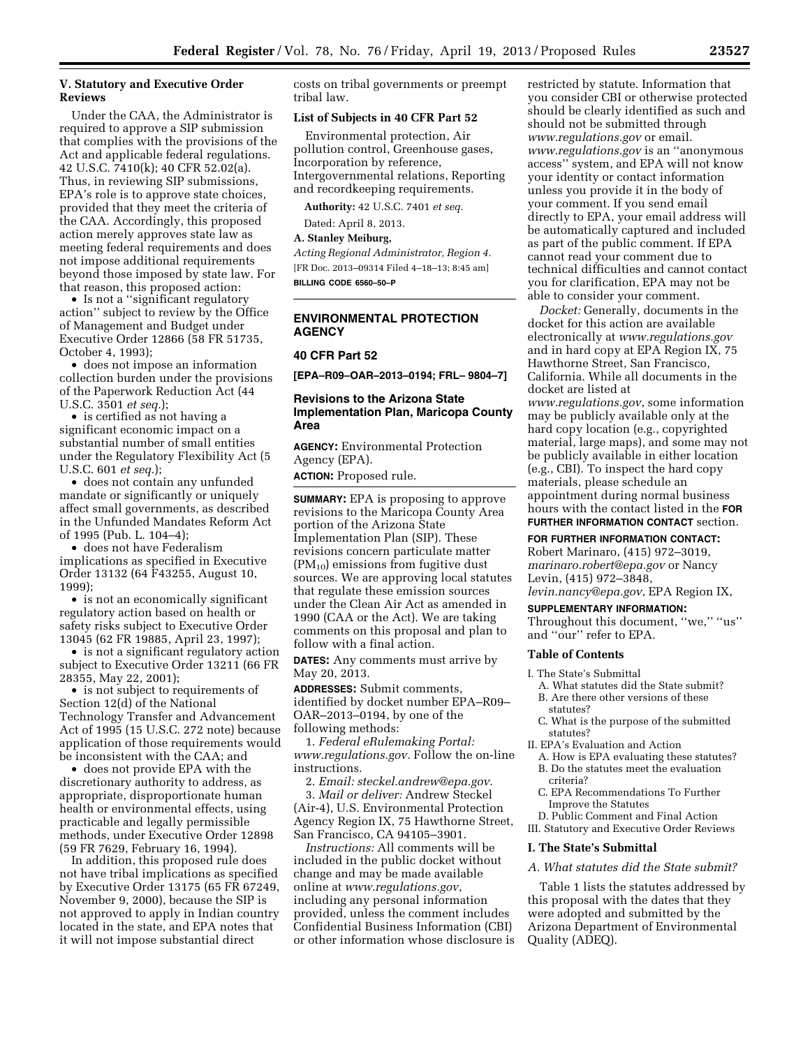### V. Statutory and Executive Order Reviews

Under the CAA, the Administrator is required to approve a SIP submission that complies with the provisions of the Act and applicable federal regulations. 42 U.S.C. 7410(k); 40 CFR 52.02(a). Thus, in reviewing SIP submissions, EPA's role is to approve state choices, provided that they meet the criteria of the CAA. Accordingly, this proposed action merely approves state law as meeting federal requirements and does not impose additional requirements beyond those imposed by state law. For that reason, this proposed action:

- Is not a "significant regulatory action" subject to review by the Office of Management and Budget under Executive Order 12866 (58 FR 51735, October 4, 1993);
- does not impose an information collection burden under the provisions of the Paperwork Reduction Act (44 U.S.C. 3501 *et seq.*);
- is certified as not having a significant economic impact on a substantial number of small entities under the Regulatory Flexibility Act (5 U.S.C. 601 *et seq.*);
- does not contain any unfunded mandate or significantly or uniquely affect small governments, as described in the Unfunded Mandates Reform Act of 1995 (Pub. L. 104–4);
- does not have Federalism implications as specified in Executive Order 13132 (64 F43255, August 10, 1999);
- is not an economically significant regulatory action based on health or safety risks subject to Executive Order 13045 (62 FR 19885, April 23, 1997);
- is not a significant regulatory action subject to Executive Order 13211 (66 FR 28355, May 22, 2001);
- is not subject to requirements of Section 12(d) of the National Technology Transfer and Advancement Act of 1995 (15 U.S.C. 272 note) because application of those requirements would be inconsistent with the CAA; and
- does not provide EPA with the discretionary authority to address, as appropriate, disproportionate human health or environmental effects, using practicable and legally permissible methods, under Executive Order 12898 (59 FR 7629, February 16, 1994).

In addition, this proposed rule does not have tribal implications as specified by Executive Order 13175 (65 FR 67249, November 9, 2000), because the SIP is not approved to apply in Indian country located in the state, and EPA notes that it will not impose substantial direct costs on tribal governments or preempt tribal law.

#### List of Subjects in 40 CFR Part 52

Environmental protection, Air pollution control, Greenhouse gases, Incorporation by reference, Intergovernmental relations, Reporting and recordkeeping requirements.

**Authority:** 42 U.S.C. 7401 *et seq.*

Dated: April 8, 2013.

**A. Stanley Meiburg,**

*Acting Regional Administrator, Region 4.*

[FR Doc. 2013–09314 Filed 4–18–13; 8:45 am]

**BILLING CODE 6560–50–P**

---

## ENVIRONMENTAL PROTECTION AGENCY

### 40 CFR Part 52

**[EPA–R09–OAR–2013–0194; FRL– 9804–7]**

### Revisions to the Arizona State Implementation Plan, Maricopa County Area

**AGENCY:** Environmental Protection Agency (EPA).

**ACTION:** Proposed rule.

**SUMMARY:** EPA is proposing to approve revisions to the Maricopa County Area portion of the Arizona State Implementation Plan (SIP). These revisions concern particulate matter ($PM_{10}$) emissions from fugitive dust sources. We are approving local statutes that regulate these emission sources under the Clean Air Act as amended in 1990 (CAA or the Act). We are taking comments on this proposal and plan to follow with a final action.

**DATES:** Any comments must arrive by May 20, 2013.

**ADDRESSES:** Submit comments, identified by docket number EPA–R09–OAR–2013–0194, by one of the following methods:

1. *Federal eRulemaking Portal: www.regulations.gov.* Follow the on-line instructions.
2. *Email: steckel.andrew@epa.gov.*
3. *Mail or deliver:* Andrew Steckel (Air-4), U.S. Environmental Protection Agency Region IX, 75 Hawthorne Street, San Francisco, CA 94105–3901.

*Instructions:* All comments will be included in the public docket without change and may be made available online at *www.regulations.gov*, including any personal information provided, unless the comment includes Confidential Business Information (CBI) or other information whose disclosure is restricted by statute. Information that you consider CBI or otherwise protected should be clearly identified as such and should not be submitted through *www.regulations.gov* or email. *www.regulations.gov* is an "anonymous access" system, and EPA will not know your identity or contact information unless you provide it in the body of your comment. If you send email directly to EPA, your email address will be automatically captured and included as part of the public comment. If EPA cannot read your comment due to technical difficulties and cannot contact you for clarification, EPA may not be able to consider your comment.

*Docket:* Generally, documents in the docket for this action are available electronically at *www.regulations.gov* and in hard copy at EPA Region IX, 75 Hawthorne Street, San Francisco, California. While all documents in the docket are listed at *www.regulations.gov*, some information may be publicly available only at the hard copy location (e.g., copyrighted material, large maps), and some may not be publicly available in either location (e.g., CBI). To inspect the hard copy materials, please schedule an appointment during normal business hours with the contact listed in the **FOR FURTHER INFORMATION CONTACT** section.

**FOR FURTHER INFORMATION CONTACT:** Robert Marinaro, (415) 972–3019, *marinaro.robert@epa.gov* or Nancy Levin, (415) 972–3848, *levin.nancy@epa.gov*, EPA Region IX,

**SUPPLEMENTARY INFORMATION:** Throughout this document, "we," "us" and "our" refer to EPA.

#### Table of Contents

- I. The State's Submittal
  - A. What statutes did the State submit?
  - B. Are there other versions of these statutes?
  - C. What is the purpose of the submitted statutes?
- II. EPA's Evaluation and Action
  - A. How is EPA evaluating these statutes?
  - B. Do the statutes meet the evaluation criteria?
  - C. EPA Recommendations To Further Improve the Statutes
  - D. Public Comment and Final Action
- III. Statutory and Executive Order Reviews

### I. The State's Submittal

#### *A. What statutes did the State submit?*

Table 1 lists the statutes addressed by this proposal with the dates that they were adopted and submitted by the Arizona Department of Environmental Quality (ADEQ).